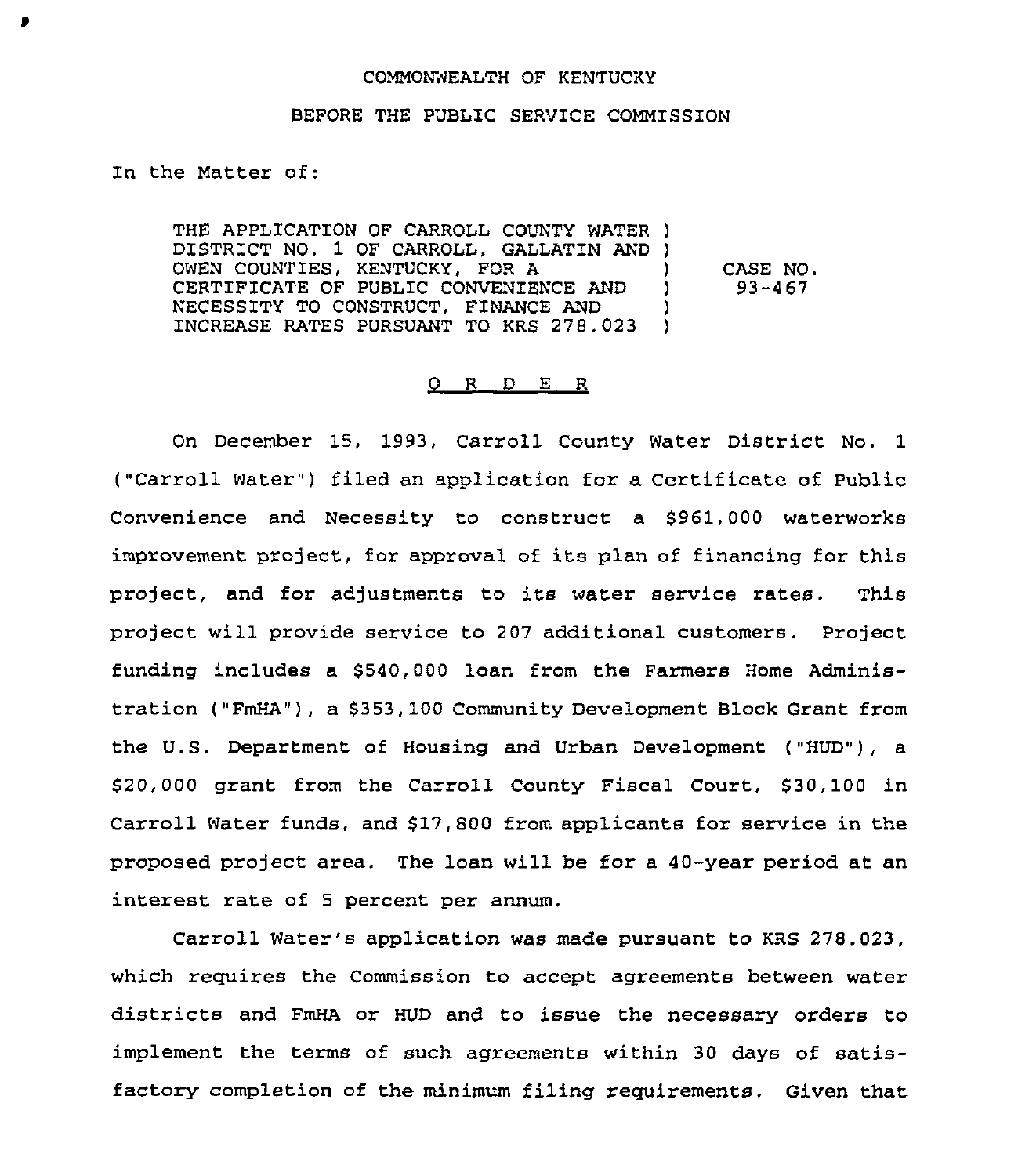COMMONWEALTH OF KENTUCKY

BEFORE THE PUBLIC SERVICE COMMISSION

In the Matter of:

| | | |
|---|---|---|
| THE APPLICATION OF CARROLL COUNTY WATER DISTRICT NO. 1 OF CARROLL, GALLATIN AND OWEN COUNTIES, KENTUCKY, FOR A CERTIFICATE OF PUBLIC CONVENIENCE AND NECESSITY TO CONSTRUCT, FINANCE AND INCREASE RATES PURSUANT TO KRS 278.023 | ) | CASE NO. 93-467 |

O R D E R

On December 15, 1993, Carroll County Water District No. 1 ("Carroll Water") filed an application for a Certificate of Public Convenience and Necessity to construct a $961,000 waterworks improvement project, for approval of its plan of financing for this project, and for adjustments to its water service rates. This project will provide service to 207 additional customers. Project funding includes a $540,000 loan from the Farmers Home Administration ("FmHA"), a $353,100 Community Development Block Grant from the U.S. Department of Housing and Urban Development ("HUD"), a $20,000 grant from the Carroll County Fiscal Court, $30,100 in Carroll Water funds, and $17,800 from applicants for service in the proposed project area. The loan will be for a 40-year period at an interest rate of 5 percent per annum.

Carroll Water's application was made pursuant to KRS 278.023, which requires the Commission to accept agreements between water districts and FmHA or HUD and to issue the necessary orders to implement the terms of such agreements within 30 days of satisfactory completion of the minimum filing requirements. Given that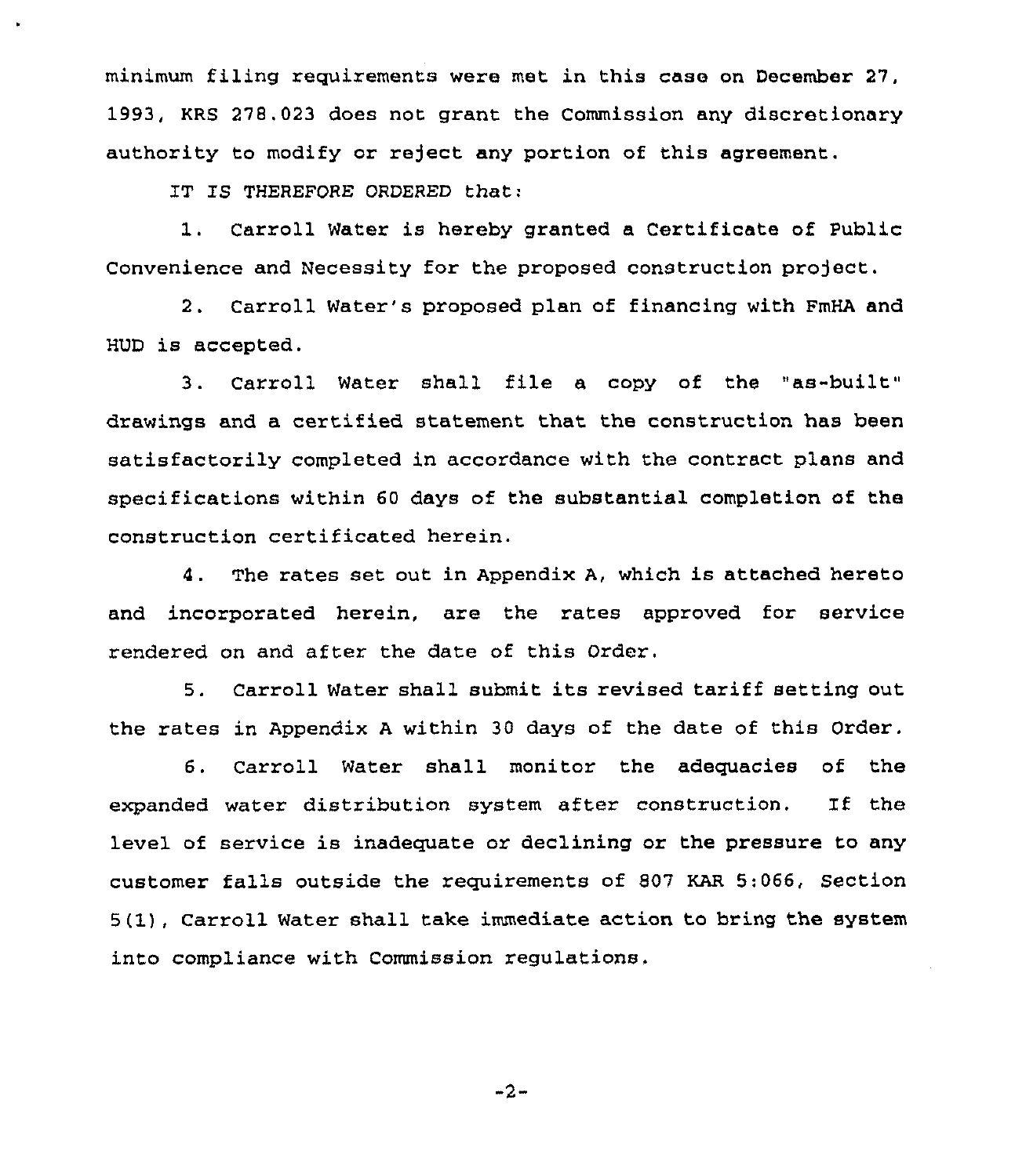minimum filing requirements were met in this case on December 27, 1993, KRS 278.023 does not grant the Commission any discretionary authority to modify or reject any portion of this agreement.

IT IS THEREFORE ORDERED that:

1. Carroll Water is hereby granted a Certificate of Public Convenience and Necessity for the proposed construction project.

2. Carroll Water's proposed plan of financing with FmHA and HUD is accepted.

3. Carroll Water shall file a copy of the "as-built" drawings and a certified statement that the construction has been satisfactorily completed in accordance with the contract plans and specifications within 60 days of the substantial completion of the construction certificated herein.

4. The rates set out in Appendix A, which is attached hereto and incorporated herein, are the rates approved for service rendered on and after the date of this Order.

5. Carroll Water shall submit its revised tariff setting out the rates in Appendix A within 30 days of the date of this Order.

6. Carroll Water shall monitor the adequacies of the expanded water distribution system after construction. If the level of service is inadequate or declining or the pressure to any customer falls outside the requirements of 807 KAR 5:066, Section 5(1), Carroll Water shall take immediate action to bring the system into compliance with Commission regulations.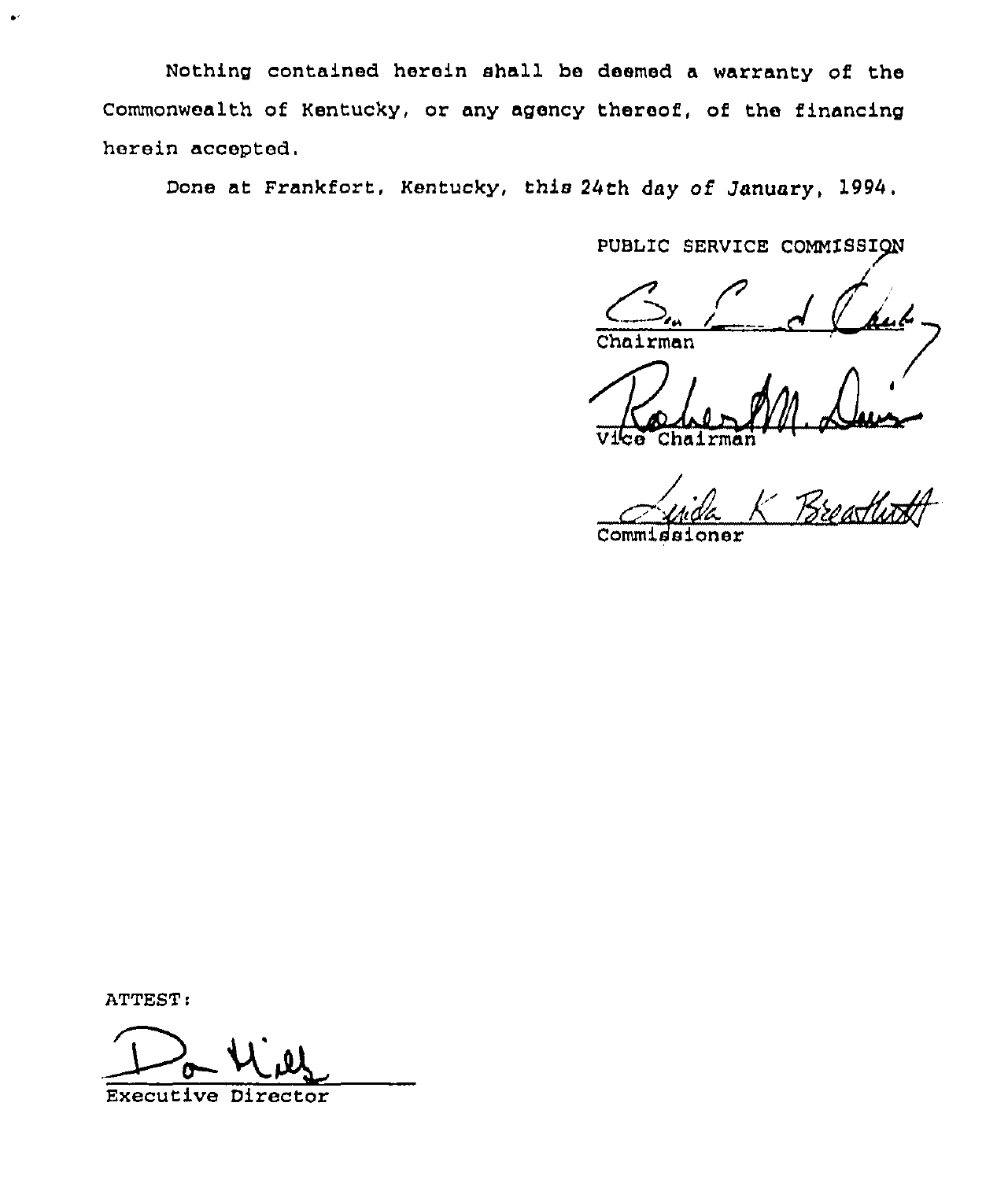Nothing contained herein shall be deemed a warranty of the Commonwealth of Kentucky, or any agency thereof, of the financing herein accepted.

Done at Frankfort, Kentucky, this 24th day of January, 1994.

PUBLIC SERVICE COMMISSION

Chairman

Vice Chairman

Commissioner

ATTEST:

Executive Director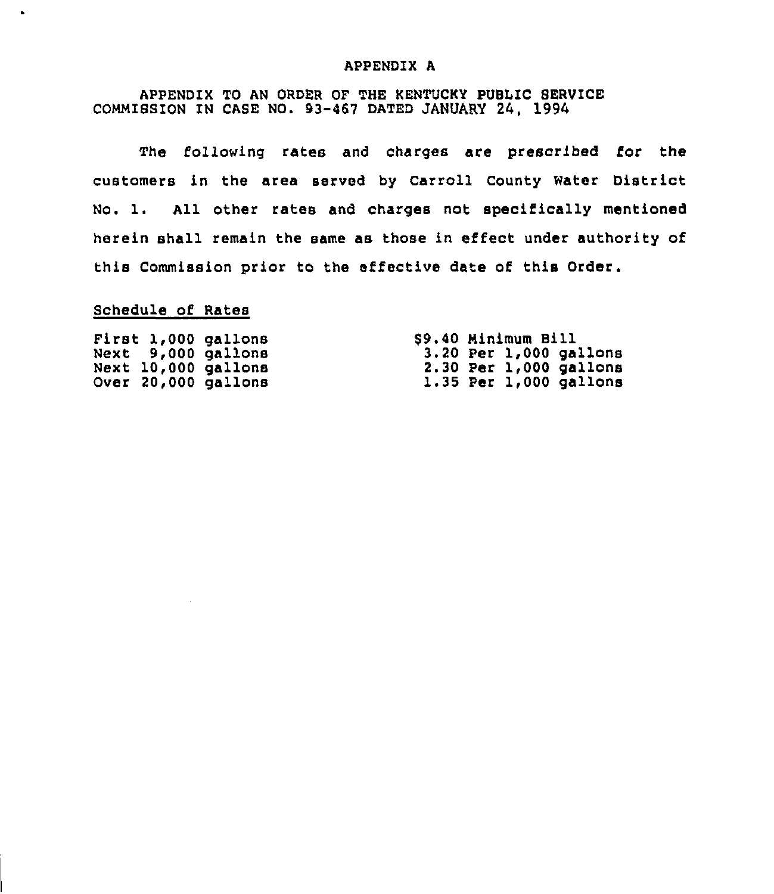# APPENDIX A

APPENDIX TO AN ORDER OF THE KENTUCKY PUBLIC SERVICE COMMISSION IN CASE NO. 93-467 DATED JANUARY 24, 1994

The following rates and charges are prescribed for the customers in the area served by Carroll County Water District No. 1. All other rates and charges not specifically mentioned herein shall remain the same as those in effect under authority of this Commission prior to the effective date of this Order.

Schedule of Rates

| | |
|---|---|
| First 1,000 gallons | $9.40 Minimum Bill |
| Next 9,000 gallons | 3.20 Per 1,000 gallons |
| Next 10,000 gallons | 2.30 Per 1,000 gallons |
| Over 20,000 gallons | 1.35 Per 1,000 gallons |